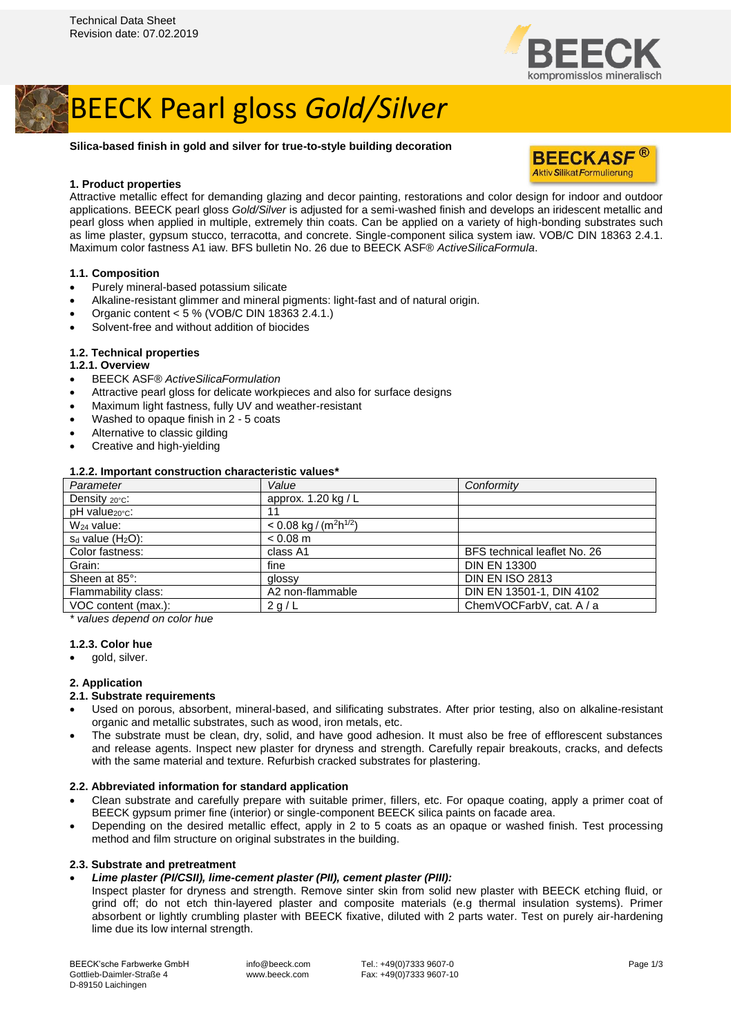Technical Data Sheet
Revision date: 07.02.2019

BEECK
kompromisslos mineralisch

# BEECK Pearl gloss *Gold/Silver*

**Silica-based finish in gold and silver for true-to-style building decoration**

BEECKASF®
Aktiv Silikat Formulierung

## 1. Product properties

Attractive metallic effect for demanding glazing and decor painting, restorations and color design for indoor and outdoor applications. BEECK pearl gloss *Gold/Silver* is adjusted for a semi-washed finish and develops an iridescent metallic and pearl gloss when applied in multiple, extremely thin coats. Can be applied on a variety of high-bonding substrates such as lime plaster, gypsum stucco, terracotta, and concrete. Single-component silica system iaw. VOB/C DIN 18363 2.4.1. Maximum color fastness A1 iaw. BFS bulletin No. 26 due to BEECK ASF® *ActiveSilicaFormula*.

### 1.1. Composition

- Purely mineral-based potassium silicate
- Alkaline-resistant glimmer and mineral pigments: light-fast and of natural origin.
- Organic content < 5 % (VOB/C DIN 18363 2.4.1.)
- Solvent-free and without addition of biocides

### 1.2. Technical properties

#### 1.2.1. Overview

- BEECK ASF® *ActiveSilicaFormulation*
- Attractive pearl gloss for delicate workpieces and also for surface designs
- Maximum light fastness, fully UV and weather-resistant
- Washed to opaque finish in 2 - 5 coats
- Alternative to classic gilding
- Creative and high-yielding

#### 1.2.2. Important construction characteristic values*

| *Parameter* | *Value* | *Conformity* |
|---|---|---|
| Density $_{20°C}$: | approx. 1.20 kg / L | |
| pH value$_{20°C}$: | 11 | |
| $W_{24}$ value: | < 0.08 kg / (m$^2$h$^{1/2}$) | |
| $s_d$ value ($H_2O$): | < 0.08 m | |
| Color fastness: | class A1 | BFS technical leaflet No. 26 |
| Grain: | fine | DIN EN 13300 |
| Sheen at 85°: | glossy | DIN EN ISO 2813 |
| Flammability class: | A2 non-flammable | DIN EN 13501-1, DIN 4102 |
| VOC content (max.): | 2 g / L | ChemVOCFarbV, cat. A / a |

*\* values depend on color hue*

#### 1.2.3. Color hue

- gold, silver.

## 2. Application

### 2.1. Substrate requirements

- Used on porous, absorbent, mineral-based, and silificating substrates. After prior testing, also on alkaline-resistant organic and metallic substrates, such as wood, iron metals, etc.
- The substrate must be clean, dry, solid, and have good adhesion. It must also be free of efflorescent substances and release agents. Inspect new plaster for dryness and strength. Carefully repair breakouts, cracks, and defects with the same material and texture. Refurbish cracked substrates for plastering.

### 2.2. Abbreviated information for standard application

- Clean substrate and carefully prepare with suitable primer, fillers, etc. For opaque coating, apply a primer coat of BEECK gypsum primer fine (interior) or single-component BEECK silica paints on facade area.
- Depending on the desired metallic effect, apply in 2 to 5 coats as an opaque or washed finish. Test processing method and film structure on original substrates in the building.

### 2.3. Substrate and pretreatment

- ***Lime plaster (PI/CSII), lime-cement plaster (PII), cement plaster (PIII):***
  Inspect plaster for dryness and strength. Remove sinter skin from solid new plaster with BEECK etching fluid, or grind off; do not etch thin-layered plaster and composite materials (e.g thermal insulation systems). Primer absorbent or lightly crumbling plaster with BEECK fixative, diluted with 2 parts water. Test on purely air-hardening lime due its low internal strength.

BEECK'sche Farbwerke GmbH
Gottlieb-Daimler-Straße 4
D-89150 Laichingen

info@beeck.com
www.beeck.com

Tel.: +49(0)7333 9607-0
Fax: +49(0)7333 9607-10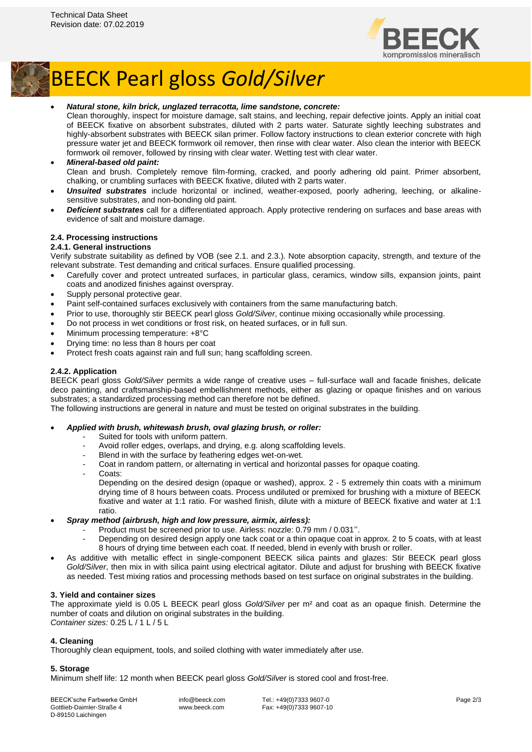# BEECK Pearl gloss *Gold/Silver*

- ***Natural stone, kiln brick, unglazed terracotta, lime sandstone, concrete:***
  Clean thoroughly, inspect for moisture damage, salt stains, and leeching, repair defective joints. Apply an initial coat of BEECK fixative on absorbent substrates, diluted with 2 parts water. Saturate sightly leeching substrates and highly-absorbent substrates with BEECK silan primer. Follow factory instructions to clean exterior concrete with high pressure water jet and BEECK formwork oil remover, then rinse with clear water. Also clean the interior with BEECK formwork oil remover, followed by rinsing with clear water. Wetting test with clear water.
- ***Mineral-based old paint:***
  Clean and brush. Completely remove film-forming, cracked, and poorly adhering old paint. Primer absorbent, chalking, or crumbling surfaces with BEECK fixative, diluted with 2 parts water.
- ***Unsuited substrates*** include horizontal or inclined, weather-exposed, poorly adhering, leeching, or alkaline-sensitive substrates, and non-bonding old paint.
- ***Deficient substrates*** call for a differentiated approach. Apply protective rendering on surfaces and base areas with evidence of salt and moisture damage.

### 2.4. Processing instructions

#### 2.4.1. General instructions

Verify substrate suitability as defined by VOB (see 2.1. and 2.3.). Note absorption capacity, strength, and texture of the relevant substrate. Test demanding and critical surfaces. Ensure qualified processing.

- Carefully cover and protect untreated surfaces, in particular glass, ceramics, window sills, expansion joints, paint coats and anodized finishes against overspray.
- Supply personal protective gear.
- Paint self-contained surfaces exclusively with containers from the same manufacturing batch.
- Prior to use, thoroughly stir BEECK pearl gloss *Gold/Silver*, continue mixing occasionally while processing.
- Do not process in wet conditions or frost risk, on heated surfaces, or in full sun.
- Minimum processing temperature: +8°C
- Drying time: no less than 8 hours per coat
- Protect fresh coats against rain and full sun; hang scaffolding screen.

#### 2.4.2. Application

BEECK pearl gloss *Gold/Silver* permits a wide range of creative uses – full-surface wall and facade finishes, delicate deco painting, and craftsmanship-based embellishment methods, either as glazing or opaque finishes and on various substrates; a standardized processing method can therefore not be defined.
The following instructions are general in nature and must be tested on original substrates in the building.

- ***Applied with brush, whitewash brush, oval glazing brush, or roller:***
  - Suited for tools with uniform pattern.
  - Avoid roller edges, overlaps, and drying, e.g. along scaffolding levels.
  - Blend in with the surface by feathering edges wet-on-wet.
  - Coat in random pattern, or alternating in vertical and horizontal passes for opaque coating.
  - Coats:
    Depending on the desired design (opaque or washed), approx. 2 - 5 extremely thin coats with a minimum drying time of 8 hours between coats. Process undiluted or premixed for brushing with a mixture of BEECK fixative and water at 1:1 ratio. For washed finish, dilute with a mixture of BEECK fixative and water at 1:1 ratio.
- ***Spray method (airbrush, high and low pressure, airmix, airless):***
  - Product must be screened prior to use. Airless: nozzle: 0.79 mm / 0.031''.
  - Depending on desired design apply one tack coat or a thin opaque coat in approx. 2 to 5 coats, with at least 8 hours of drying time between each coat. If needed, blend in evenly with brush or roller.
- As additive with metallic effect in single-component BEECK silica paints and glazes: Stir BEECK pearl gloss *Gold/Silver*, then mix in with silica paint using electrical agitator. Dilute and adjust for brushing with BEECK fixative as needed. Test mixing ratios and processing methods based on test surface on original substrates in the building.

### 3. Yield and container sizes

The approximate yield is 0.05 L BEECK pearl gloss *Gold/Silver* per m² and coat as an opaque finish. Determine the number of coats and dilution on original substrates in the building.
*Container sizes:* 0.25 L / 1 L / 5 L

### 4. Cleaning

Thoroughly clean equipment, tools, and soiled clothing with water immediately after use.

### 5. Storage

Minimum shelf life: 12 month when BEECK pearl gloss *Gold/Silver* is stored cool and frost-free.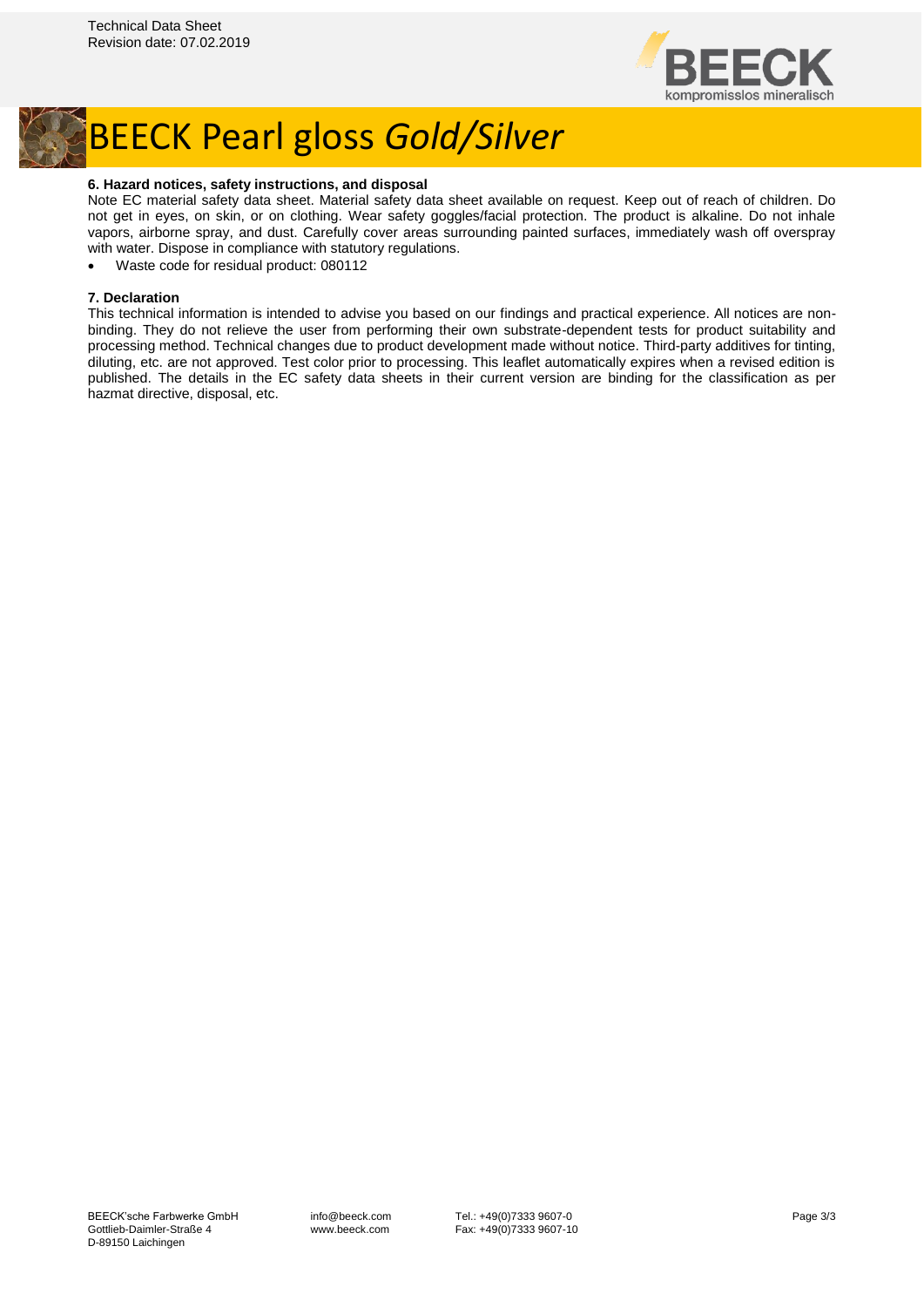# BEECK Pearl gloss *Gold/Silver*

### 6. Hazard notices, safety instructions, and disposal

Note EC material safety data sheet. Material safety data sheet available on request. Keep out of reach of children. Do not get in eyes, on skin, or on clothing. Wear safety goggles/facial protection. The product is alkaline. Do not inhale vapors, airborne spray, and dust. Carefully cover areas surrounding painted surfaces, immediately wash off overspray with water. Dispose in compliance with statutory regulations.

- Waste code for residual product: 080112

### 7. Declaration

This technical information is intended to advise you based on our findings and practical experience. All notices are non-binding. They do not relieve the user from performing their own substrate-dependent tests for product suitability and processing method. Technical changes due to product development made without notice. Third-party additives for tinting, diluting, etc. are not approved. Test color prior to processing. This leaflet automatically expires when a revised edition is published. The details in the EC safety data sheets in their current version are binding for the classification as per hazmat directive, disposal, etc.